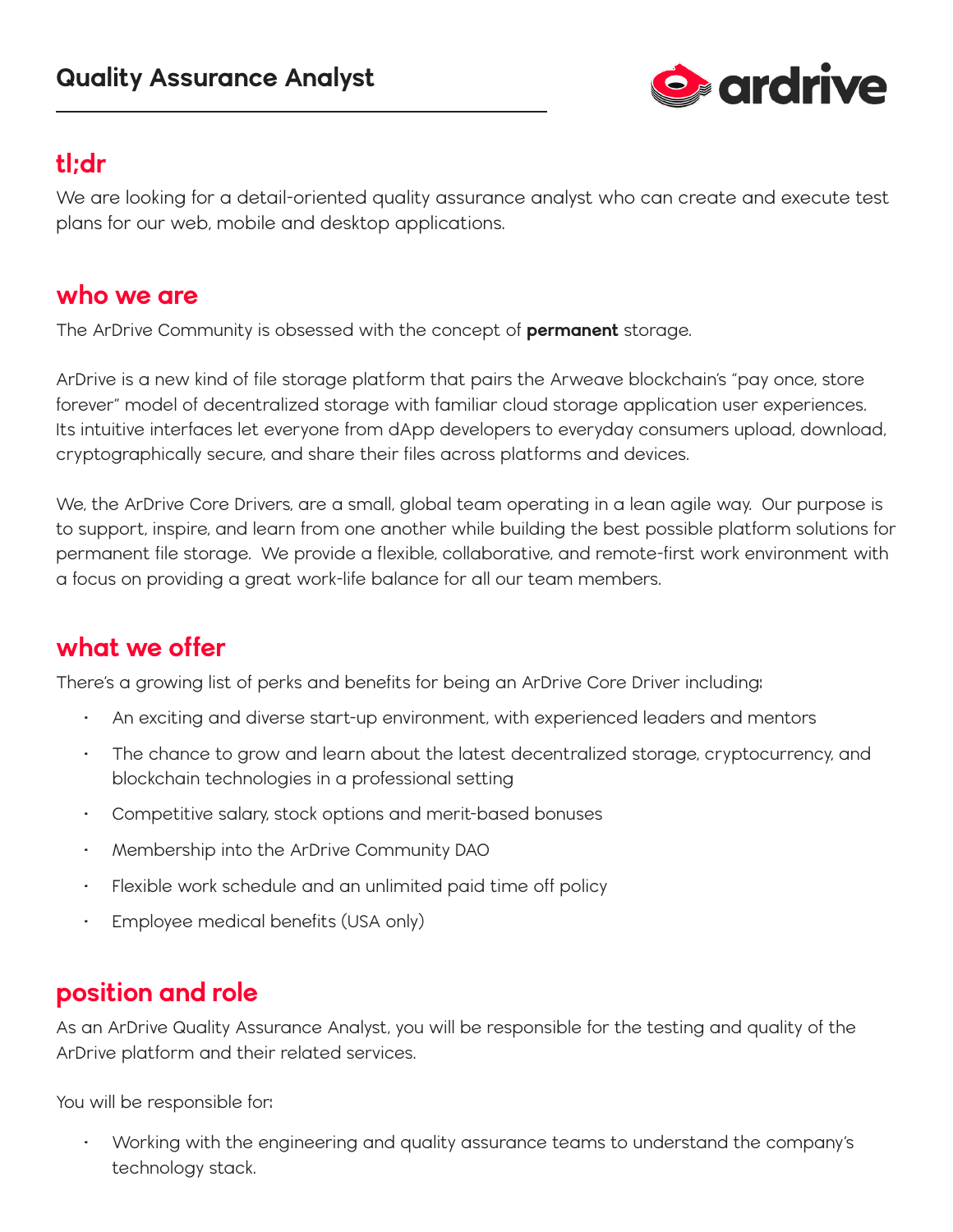# Quality Assurance Analyst

ardrive

## tl;dr

We are looking for a detail-oriented quality assurance analyst who can create and execute test plans for our web, mobile and desktop applications.

## who we are

The ArDrive Community is obsessed with the concept of **permanent** storage.

ArDrive is a new kind of file storage platform that pairs the Arweave blockchain's "pay once, store forever" model of decentralized storage with familiar cloud storage application user experiences. Its intuitive interfaces let everyone from dApp developers to everyday consumers upload, download, cryptographically secure, and share their files across platforms and devices.

We, the ArDrive Core Drivers, are a small, global team operating in a lean agile way. Our purpose is to support, inspire, and learn from one another while building the best possible platform solutions for permanent file storage. We provide a flexible, collaborative, and remote-first work environment with a focus on providing a great work-life balance for all our team members.

## what we offer

There's a growing list of perks and benefits for being an ArDrive Core Driver including:

- An exciting and diverse start-up environment, with experienced leaders and mentors
- The chance to grow and learn about the latest decentralized storage, cryptocurrency, and blockchain technologies in a professional setting
- Competitive salary, stock options and merit-based bonuses
- Membership into the ArDrive Community DAO
- Flexible work schedule and an unlimited paid time off policy
- Employee medical benefits (USA only)

## position and role

As an ArDrive Quality Assurance Analyst, you will be responsible for the testing and quality of the ArDrive platform and their related services.

You will be responsible for:

- Working with the engineering and quality assurance teams to understand the company's technology stack.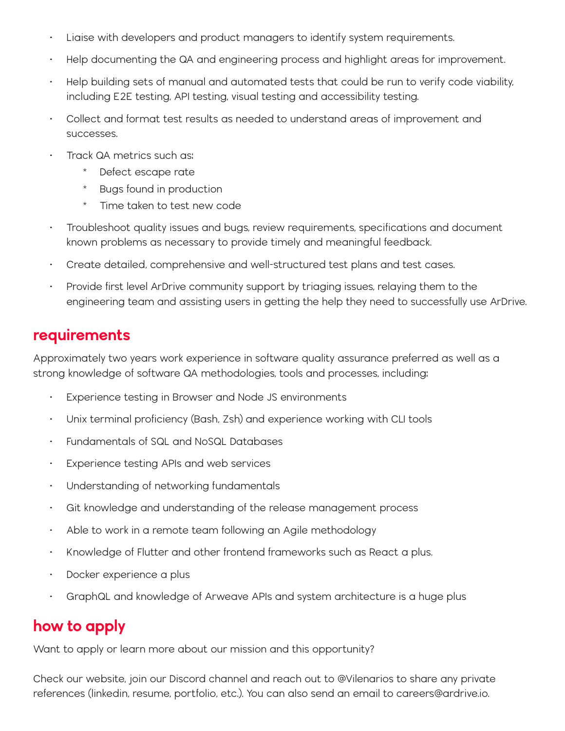- Liaise with developers and product managers to identify system requirements.
- Help documenting the QA and engineering process and highlight areas for improvement.
- Help building sets of manual and automated tests that could be run to verify code viability, including E2E testing, API testing, visual testing and accessibility testing.
- Collect and format test results as needed to understand areas of improvement and successes.
- Track QA metrics such as:
  - Defect escape rate
  - Bugs found in production
  - Time taken to test new code
- Troubleshoot quality issues and bugs, review requirements, specifications and document known problems as necessary to provide timely and meaningful feedback.
- Create detailed, comprehensive and well-structured test plans and test cases.
- Provide first level ArDrive community support by triaging issues, relaying them to the engineering team and assisting users in getting the help they need to successfully use ArDrive.

## requirements

Approximately two years work experience in software quality assurance preferred as well as a strong knowledge of software QA methodologies, tools and processes, including:

- Experience testing in Browser and Node JS environments
- Unix terminal proficiency (Bash, Zsh) and experience working with CLI tools
- Fundamentals of SQL and NoSQL Databases
- Experience testing APIs and web services
- Understanding of networking fundamentals
- Git knowledge and understanding of the release management process
- Able to work in a remote team following an Agile methodology
- Knowledge of Flutter and other frontend frameworks such as React a plus.
- Docker experience a plus
- GraphQL and knowledge of Arweave APIs and system architecture is a huge plus

## how to apply

Want to apply or learn more about our mission and this opportunity?

Check our website, join our Discord channel and reach out to @Vilenarios to share any private references (linkedin, resume, portfolio, etc.). You can also send an email to careers@ardrive.io.